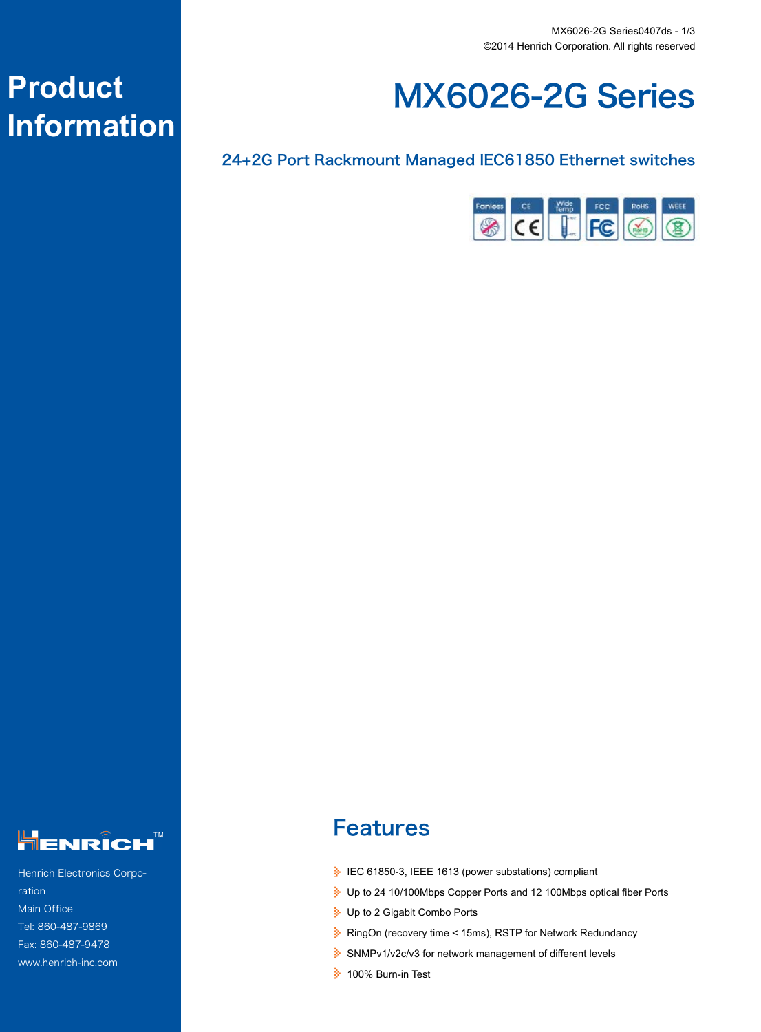# Product Information

# MX6026-2G Series

## 24+2G Port Rackmount Managed IEC61850 Ethernet switches

Fanless | CE | Wide Temp | FCC | RoHS | WEEE

Henrich Electronics Corporation
Main Office
Tel: 860-487-9869
Fax: 860-487-9478
www.henrich-inc.com

## Features

- IEC 61850-3, IEEE 1613 (power substations) compliant
- Up to 24 10/100Mbps Copper Ports and 12 100Mbps optical fiber Ports
- Up to 2 Gigabit Combo Ports
- RingOn (recovery time < 15ms), RSTP for Network Redundancy
- SNMPv1/v2c/v3 for network management of different levels
- 100% Burn-in Test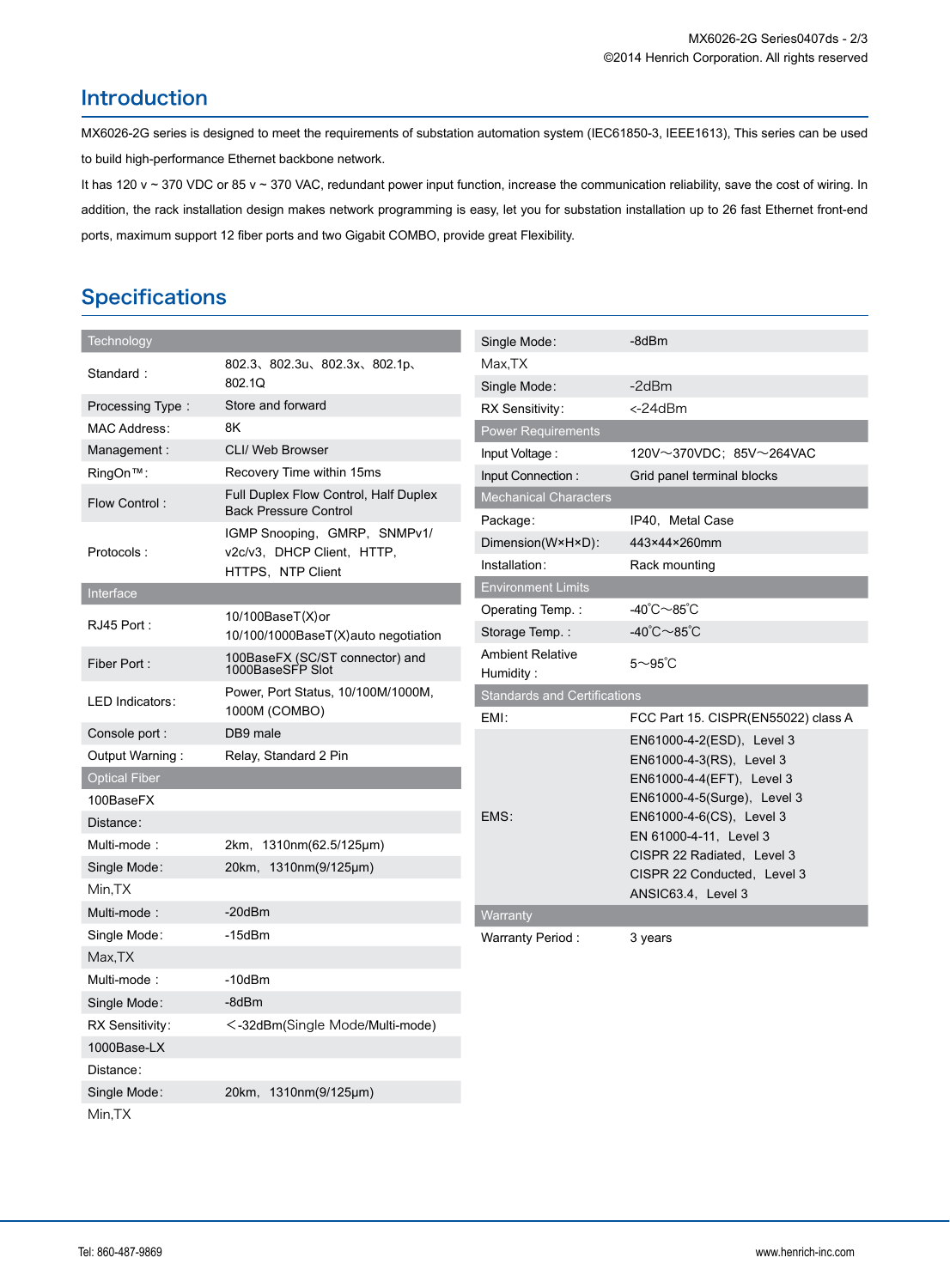## Introduction

MX6026-2G series is designed to meet the requirements of substation automation system (IEC61850-3, IEEE1613), This series can be used to build high-performance Ethernet backbone network.

It has 120 v ~ 370 VDC or 85 v ~ 370 VAC, redundant power input function, increase the communication reliability, save the cost of wiring. In addition, the rack installation design makes network programming is easy, let you for substation installation up to 26 fast Ethernet front-end ports, maximum support 12 fiber ports and two Gigabit COMBO, provide great Flexibility.

## Specifications

| Technology | |
|---|---|
| Standard： | 802.3、802.3u、802.3x、802.1p、802.1Q |
| Processing Type： | Store and forward |
| MAC Address: | 8K |
| Management： | CLI/ Web Browser |
| RingOn™: | Recovery Time within 15ms |
| Flow Control： | Full Duplex Flow Control, Half Duplex Back Pressure Control |
| Protocols： | IGMP Snooping, GMRP, SNMPv1/ v2c/v3, DHCP Client, HTTP, HTTPS, NTP Client |
| **Interface** | |
| RJ45 Port： | 10/100BaseT(X)or 10/100/1000BaseT(X)auto negotiation |
| Fiber Port： | 100BaseFX (SC/ST connector) and 1000BaseSFP Slot |
| LED Indicators: | Power, Port Status, 10/100M/1000M, 1000M (COMBO) |
| Console port： | DB9 male |
| Output Warning： | Relay, Standard 2 Pin |
| **Optical Fiber** | |
| 100BaseFX | |
| Distance: | |
| Multi-mode： | 2km, 1310nm(62.5/125μm) |
| Single Mode: | 20km, 1310nm(9/125μm) |
| Min,TX | |
| Multi-mode： | -20dBm |
| Single Mode: | -15dBm |
| Max,TX | |
| Multi-mode： | -10dBm |
| Single Mode: | -8dBm |
| RX Sensitivity: | <-32dBm(Single Mode/Multi-mode) |
| 1000Base-LX | |
| Distance: | |
| Single Mode: | 20km, 1310nm(9/125μm) |
| Min,TX | |
| Single Mode: | -8dBm |
| Max,TX | |
| Single Mode: | -2dBm |
| RX Sensitivity: | <-24dBm |
| **Power Requirements** | |
| Input Voltage： | 120V～370VDC; 85V～264VAC |
| Input Connection： | Grid panel terminal blocks |
| **Mechanical Characters** | |
| Package: | IP40, Metal Case |
| Dimension(W×H×D): | 443×44×260mm |
| Installation: | Rack mounting |
| **Environment Limits** | |
| Operating Temp.： | -40℃～85℃ |
| Storage Temp.： | -40℃～85℃ |
| Ambient Relative Humidity： | 5～95℃ |
| **Standards and Certifications** | |
| EMI: | FCC Part 15. CISPR(EN55022) class A |
| EMS: | EN61000-4-2(ESD), Level 3<br>EN61000-4-3(RS), Level 3<br>EN61000-4-4(EFT), Level 3<br>EN61000-4-5(Surge), Level 3<br>EN61000-4-6(CS), Level 3<br>EN 61000-4-11, Level 3<br>CISPR 22 Radiated, Level 3<br>CISPR 22 Conducted, Level 3<br>ANSIC63.4, Level 3 |
| **Warranty** | |
| Warranty Period： | 3 years |

Tel: 860-487-9869 www.henrich-inc.com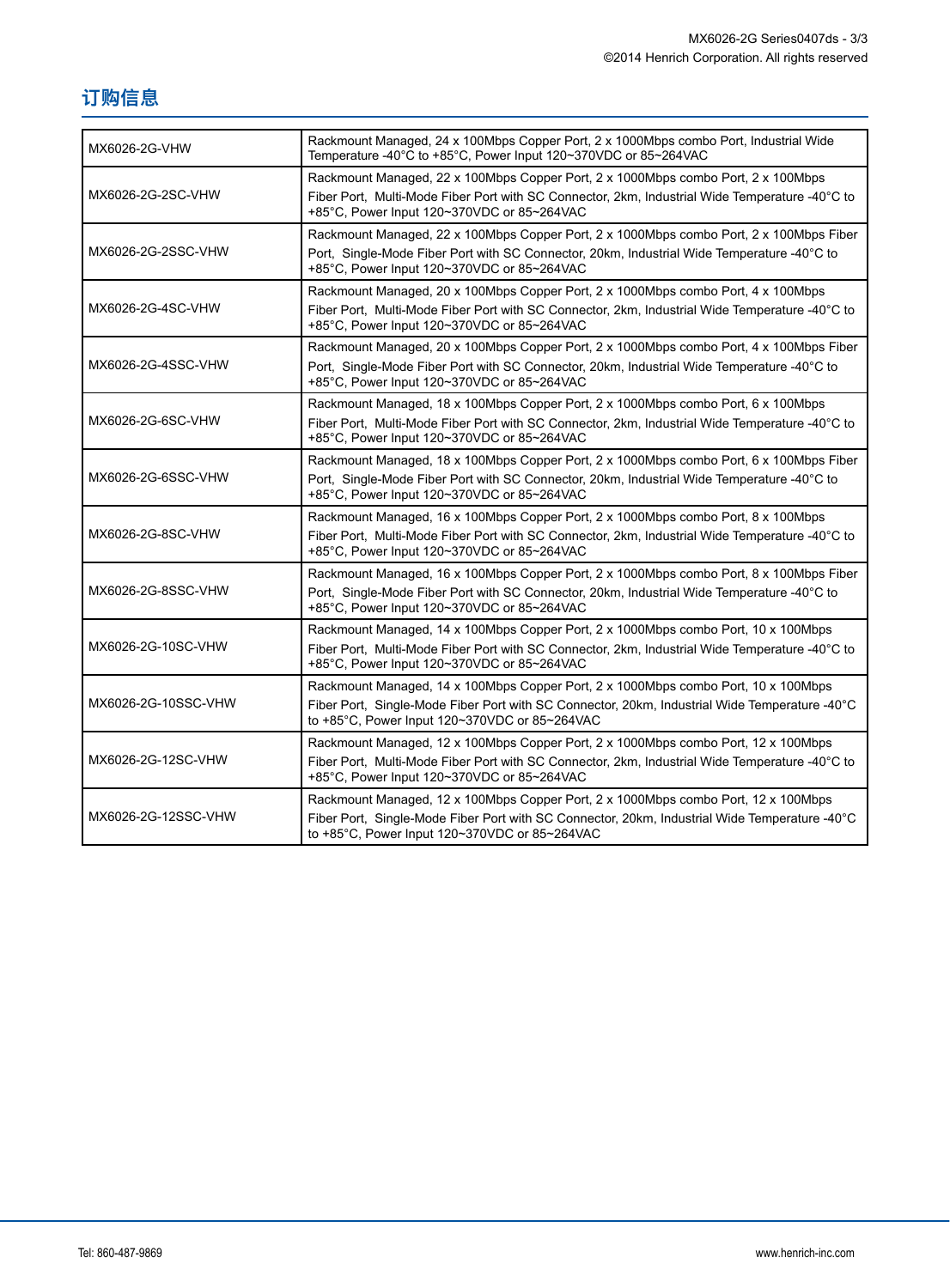## 订购信息

| | |
|---|---|
| MX6026-2G-VHW | Rackmount Managed, 24 x 100Mbps Copper Port, 2 x 1000Mbps combo Port, Industrial Wide Temperature -40°C to +85°C, Power Input 120~370VDC or 85~264VAC |
| MX6026-2G-2SC-VHW | Rackmount Managed, 22 x 100Mbps Copper Port, 2 x 1000Mbps combo Port, 2 x 100Mbps Fiber Port, Multi-Mode Fiber Port with SC Connector, 2km, Industrial Wide Temperature -40°C to +85°C, Power Input 120~370VDC or 85~264VAC |
| MX6026-2G-2SSC-VHW | Rackmount Managed, 22 x 100Mbps Copper Port, 2 x 1000Mbps combo Port, 2 x 100Mbps Fiber Port, Single-Mode Fiber Port with SC Connector, 20km, Industrial Wide Temperature -40°C to +85°C, Power Input 120~370VDC or 85~264VAC |
| MX6026-2G-4SC-VHW | Rackmount Managed, 20 x 100Mbps Copper Port, 2 x 1000Mbps combo Port, 4 x 100Mbps Fiber Port, Multi-Mode Fiber Port with SC Connector, 2km, Industrial Wide Temperature -40°C to +85°C, Power Input 120~370VDC or 85~264VAC |
| MX6026-2G-4SSC-VHW | Rackmount Managed, 20 x 100Mbps Copper Port, 2 x 1000Mbps combo Port, 4 x 100Mbps Fiber Port, Single-Mode Fiber Port with SC Connector, 20km, Industrial Wide Temperature -40°C to +85°C, Power Input 120~370VDC or 85~264VAC |
| MX6026-2G-6SC-VHW | Rackmount Managed, 18 x 100Mbps Copper Port, 2 x 1000Mbps combo Port, 6 x 100Mbps Fiber Port, Multi-Mode Fiber Port with SC Connector, 2km, Industrial Wide Temperature -40°C to +85°C, Power Input 120~370VDC or 85~264VAC |
| MX6026-2G-6SSC-VHW | Rackmount Managed, 18 x 100Mbps Copper Port, 2 x 1000Mbps combo Port, 6 x 100Mbps Fiber Port, Single-Mode Fiber Port with SC Connector, 20km, Industrial Wide Temperature -40°C to +85°C, Power Input 120~370VDC or 85~264VAC |
| MX6026-2G-8SC-VHW | Rackmount Managed, 16 x 100Mbps Copper Port, 2 x 1000Mbps combo Port, 8 x 100Mbps Fiber Port, Multi-Mode Fiber Port with SC Connector, 2km, Industrial Wide Temperature -40°C to +85°C, Power Input 120~370VDC or 85~264VAC |
| MX6026-2G-8SSC-VHW | Rackmount Managed, 16 x 100Mbps Copper Port, 2 x 1000Mbps combo Port, 8 x 100Mbps Fiber Port, Single-Mode Fiber Port with SC Connector, 20km, Industrial Wide Temperature -40°C to +85°C, Power Input 120~370VDC or 85~264VAC |
| MX6026-2G-10SC-VHW | Rackmount Managed, 14 x 100Mbps Copper Port, 2 x 1000Mbps combo Port, 10 x 100Mbps Fiber Port, Multi-Mode Fiber Port with SC Connector, 2km, Industrial Wide Temperature -40°C to +85°C, Power Input 120~370VDC or 85~264VAC |
| MX6026-2G-10SSC-VHW | Rackmount Managed, 14 x 100Mbps Copper Port, 2 x 1000Mbps combo Port, 10 x 100Mbps Fiber Port, Single-Mode Fiber Port with SC Connector, 20km, Industrial Wide Temperature -40°C to +85°C, Power Input 120~370VDC or 85~264VAC |
| MX6026-2G-12SC-VHW | Rackmount Managed, 12 x 100Mbps Copper Port, 2 x 1000Mbps combo Port, 12 x 100Mbps Fiber Port, Multi-Mode Fiber Port with SC Connector, 2km, Industrial Wide Temperature -40°C to +85°C, Power Input 120~370VDC or 85~264VAC |
| MX6026-2G-12SSC-VHW | Rackmount Managed, 12 x 100Mbps Copper Port, 2 x 1000Mbps combo Port, 12 x 100Mbps Fiber Port, Single-Mode Fiber Port with SC Connector, 20km, Industrial Wide Temperature -40°C to +85°C, Power Input 120~370VDC or 85~264VAC |

Tel: 860-487-9869

www.henrich-inc.com